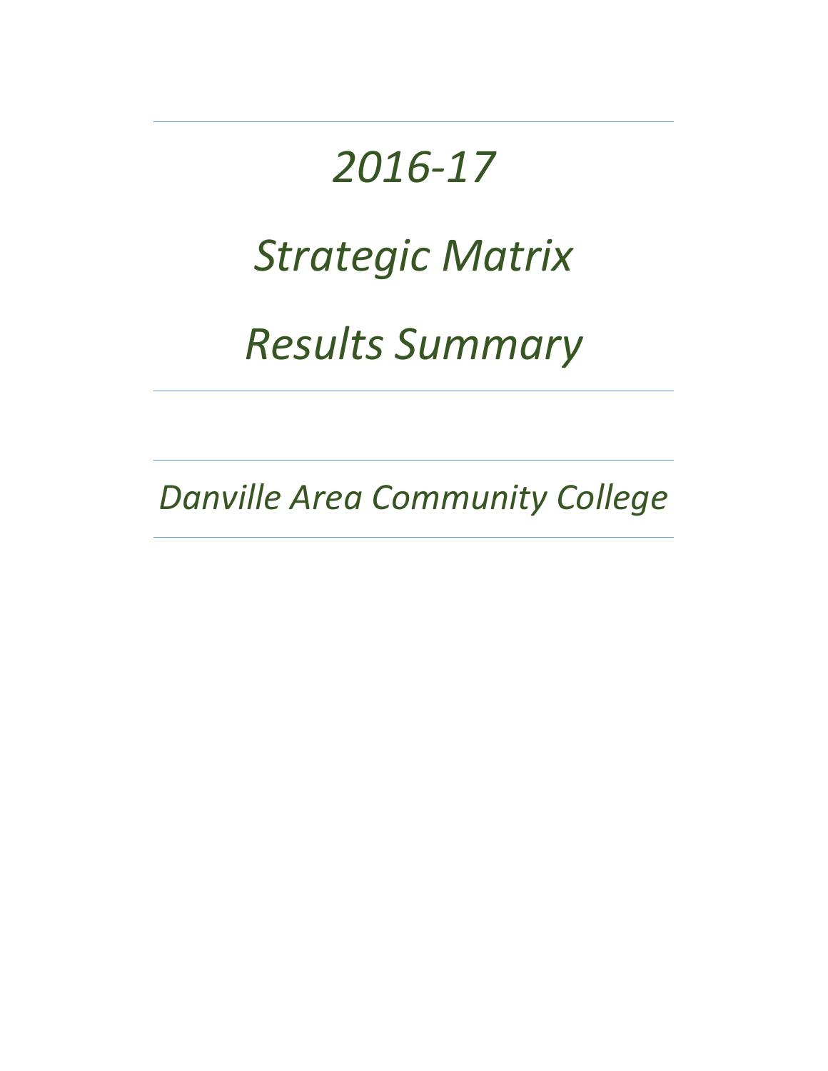# *2016-17*

# *Strategic Matrix*

# *Results Summary*

## *Danville Area Community College*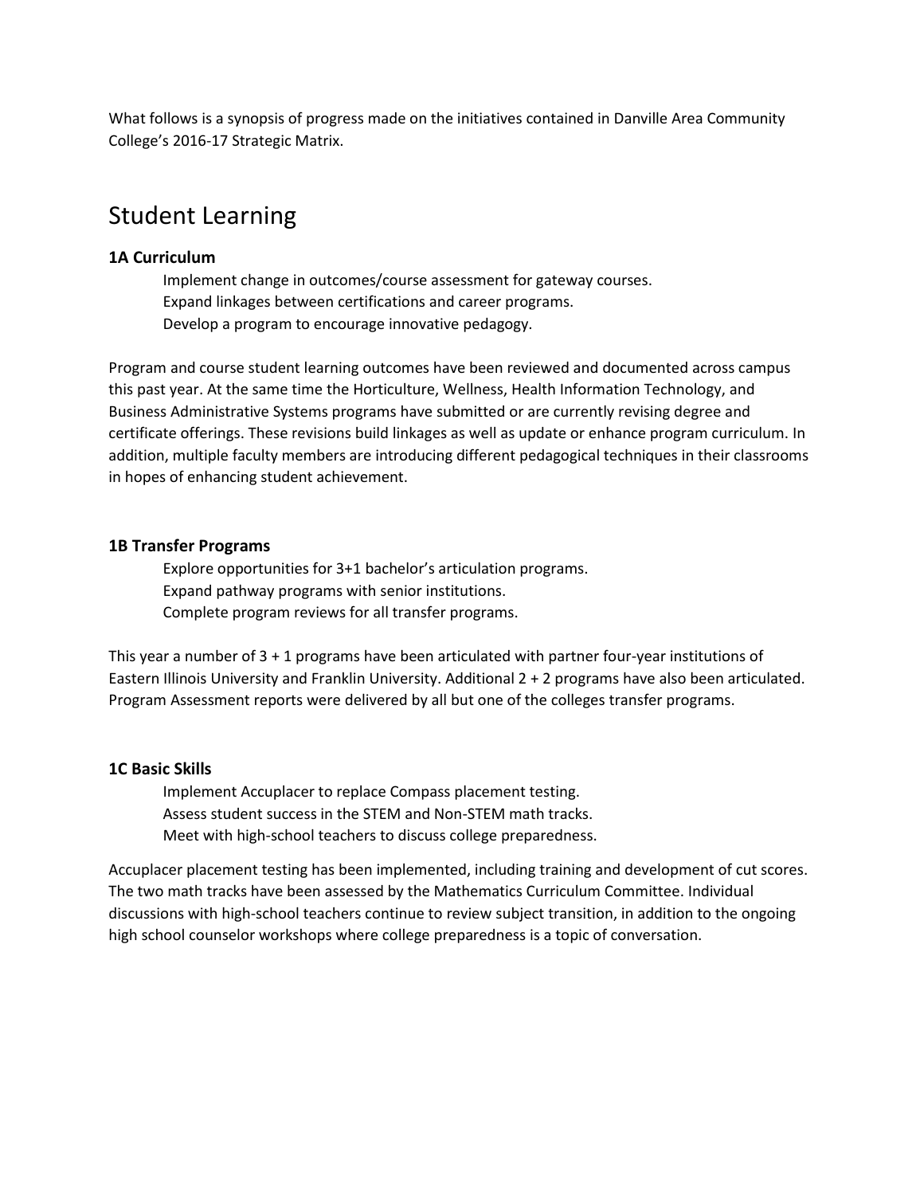What follows is a synopsis of progress made on the initiatives contained in Danville Area Community College's 2016-17 Strategic Matrix.

# Student Learning

### 1A Curriculum

Implement change in outcomes/course assessment for gateway courses.
Expand linkages between certifications and career programs.
Develop a program to encourage innovative pedagogy.

Program and course student learning outcomes have been reviewed and documented across campus this past year. At the same time the Horticulture, Wellness, Health Information Technology, and Business Administrative Systems programs have submitted or are currently revising degree and certificate offerings. These revisions build linkages as well as update or enhance program curriculum. In addition, multiple faculty members are introducing different pedagogical techniques in their classrooms in hopes of enhancing student achievement.

### 1B Transfer Programs

Explore opportunities for 3+1 bachelor's articulation programs.
Expand pathway programs with senior institutions.
Complete program reviews for all transfer programs.

This year a number of 3 + 1 programs have been articulated with partner four-year institutions of Eastern Illinois University and Franklin University. Additional 2 + 2 programs have also been articulated. Program Assessment reports were delivered by all but one of the colleges transfer programs.

### 1C Basic Skills

Implement Accuplacer to replace Compass placement testing.
Assess student success in the STEM and Non-STEM math tracks.
Meet with high-school teachers to discuss college preparedness.

Accuplacer placement testing has been implemented, including training and development of cut scores. The two math tracks have been assessed by the Mathematics Curriculum Committee. Individual discussions with high-school teachers continue to review subject transition, in addition to the ongoing high school counselor workshops where college preparedness is a topic of conversation.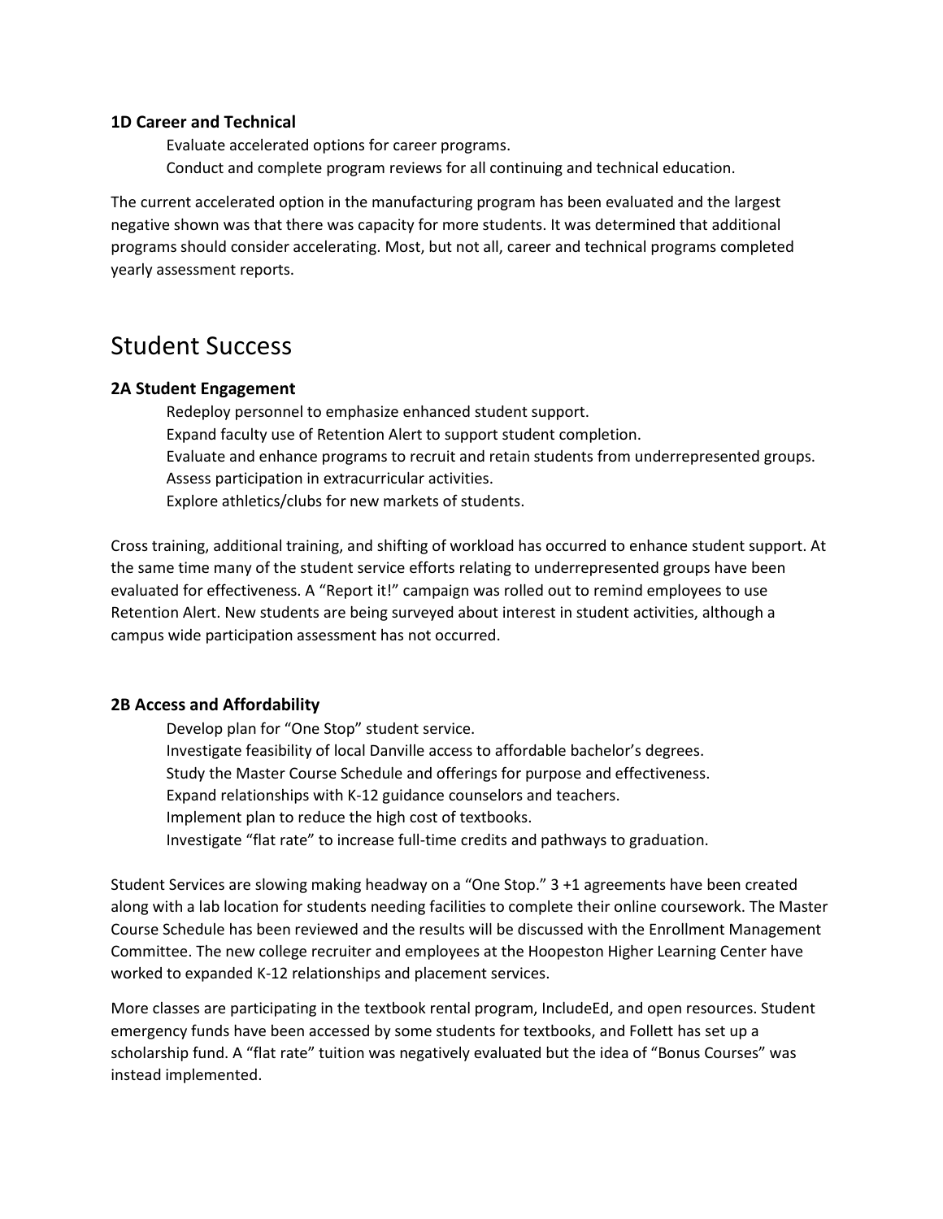### 1D Career and Technical

Evaluate accelerated options for career programs.
Conduct and complete program reviews for all continuing and technical education.

The current accelerated option in the manufacturing program has been evaluated and the largest negative shown was that there was capacity for more students. It was determined that additional programs should consider accelerating. Most, but not all, career and technical programs completed yearly assessment reports.

## Student Success

### 2A Student Engagement

Redeploy personnel to emphasize enhanced student support.
Expand faculty use of Retention Alert to support student completion.
Evaluate and enhance programs to recruit and retain students from underrepresented groups.
Assess participation in extracurricular activities.
Explore athletics/clubs for new markets of students.

Cross training, additional training, and shifting of workload has occurred to enhance student support. At the same time many of the student service efforts relating to underrepresented groups have been evaluated for effectiveness. A "Report it!" campaign was rolled out to remind employees to use Retention Alert. New students are being surveyed about interest in student activities, although a campus wide participation assessment has not occurred.

### 2B Access and Affordability

Develop plan for "One Stop" student service.
Investigate feasibility of local Danville access to affordable bachelor's degrees.
Study the Master Course Schedule and offerings for purpose and effectiveness.
Expand relationships with K-12 guidance counselors and teachers.
Implement plan to reduce the high cost of textbooks.
Investigate "flat rate" to increase full-time credits and pathways to graduation.

Student Services are slowing making headway on a "One Stop." 3 +1 agreements have been created along with a lab location for students needing facilities to complete their online coursework. The Master Course Schedule has been reviewed and the results will be discussed with the Enrollment Management Committee. The new college recruiter and employees at the Hoopeston Higher Learning Center have worked to expanded K-12 relationships and placement services.

More classes are participating in the textbook rental program, IncludeEd, and open resources. Student emergency funds have been accessed by some students for textbooks, and Follett has set up a scholarship fund. A "flat rate" tuition was negatively evaluated but the idea of "Bonus Courses" was instead implemented.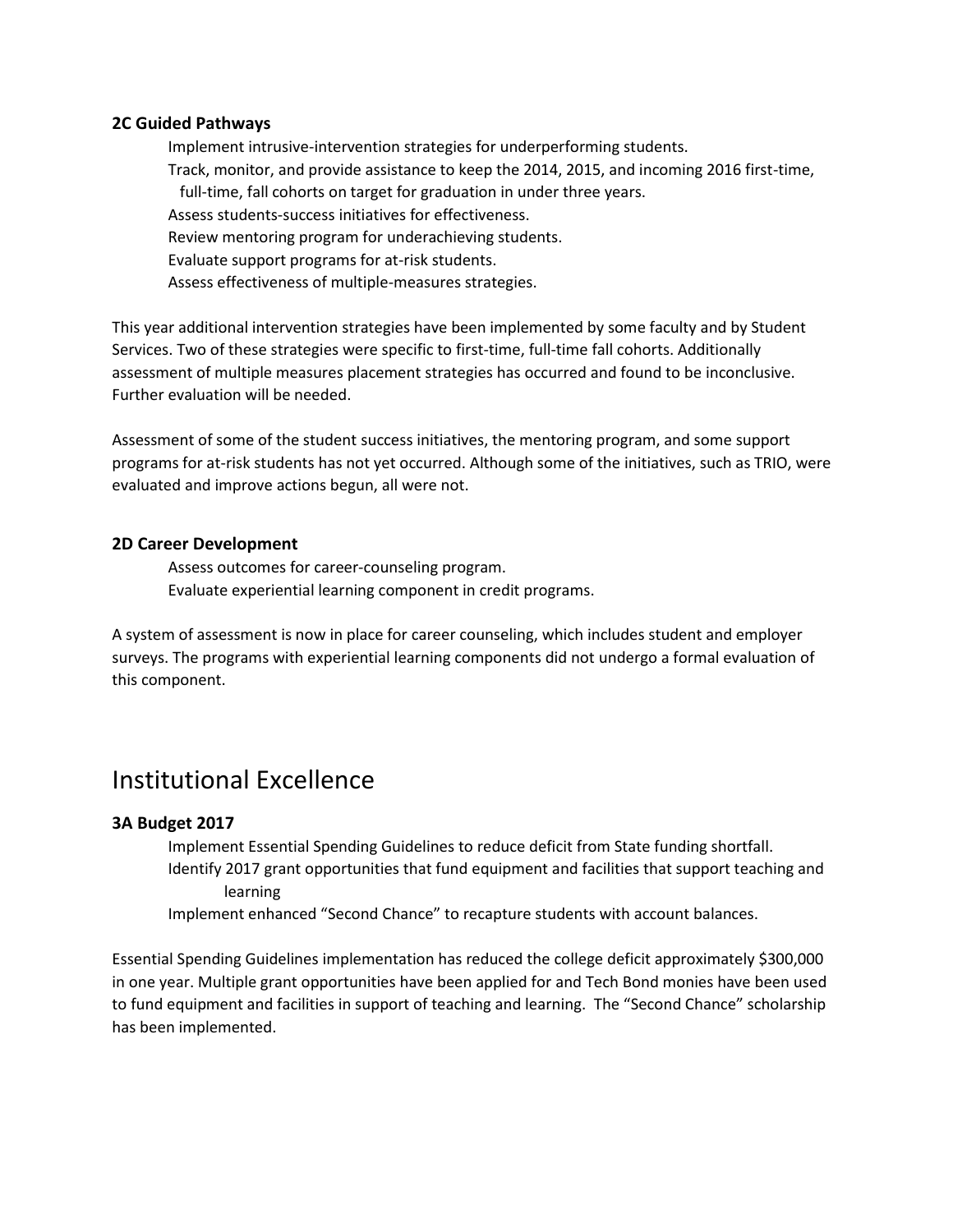### 2C Guided Pathways

Implement intrusive-intervention strategies for underperforming students.
Track, monitor, and provide assistance to keep the 2014, 2015, and incoming 2016 first-time, full-time, fall cohorts on target for graduation in under three years.
Assess students-success initiatives for effectiveness.
Review mentoring program for underachieving students.
Evaluate support programs for at-risk students.
Assess effectiveness of multiple-measures strategies.

This year additional intervention strategies have been implemented by some faculty and by Student Services. Two of these strategies were specific to first-time, full-time fall cohorts. Additionally assessment of multiple measures placement strategies has occurred and found to be inconclusive. Further evaluation will be needed.

Assessment of some of the student success initiatives, the mentoring program, and some support programs for at-risk students has not yet occurred. Although some of the initiatives, such as TRIO, were evaluated and improve actions begun, all were not.

### 2D Career Development

Assess outcomes for career-counseling program.
Evaluate experiential learning component in credit programs.

A system of assessment is now in place for career counseling, which includes student and employer surveys. The programs with experiential learning components did not undergo a formal evaluation of this component.

## Institutional Excellence

### 3A Budget 2017

Implement Essential Spending Guidelines to reduce deficit from State funding shortfall.
Identify 2017 grant opportunities that fund equipment and facilities that support teaching and learning
Implement enhanced "Second Chance" to recapture students with account balances.

Essential Spending Guidelines implementation has reduced the college deficit approximately $300,000 in one year. Multiple grant opportunities have been applied for and Tech Bond monies have been used to fund equipment and facilities in support of teaching and learning. The "Second Chance" scholarship has been implemented.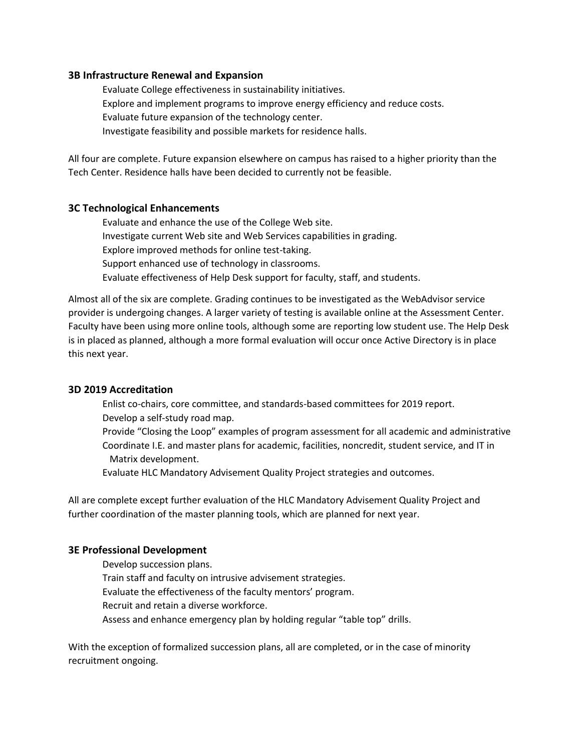### 3B Infrastructure Renewal and Expansion

Evaluate College effectiveness in sustainability initiatives.
Explore and implement programs to improve energy efficiency and reduce costs.
Evaluate future expansion of the technology center.
Investigate feasibility and possible markets for residence halls.

All four are complete. Future expansion elsewhere on campus has raised to a higher priority than the Tech Center. Residence halls have been decided to currently not be feasible.

### 3C Technological Enhancements

Evaluate and enhance the use of the College Web site.
Investigate current Web site and Web Services capabilities in grading.
Explore improved methods for online test-taking.
Support enhanced use of technology in classrooms.
Evaluate effectiveness of Help Desk support for faculty, staff, and students.

Almost all of the six are complete. Grading continues to be investigated as the WebAdvisor service provider is undergoing changes. A larger variety of testing is available online at the Assessment Center. Faculty have been using more online tools, although some are reporting low student use. The Help Desk is in placed as planned, although a more formal evaluation will occur once Active Directory is in place this next year.

### 3D 2019 Accreditation

Enlist co-chairs, core committee, and standards-based committees for 2019 report.
Develop a self-study road map.
Provide "Closing the Loop" examples of program assessment for all academic and administrative
Coordinate I.E. and master plans for academic, facilities, noncredit, student service, and IT in Matrix development.
Evaluate HLC Mandatory Advisement Quality Project strategies and outcomes.

All are complete except further evaluation of the HLC Mandatory Advisement Quality Project and further coordination of the master planning tools, which are planned for next year.

### 3E Professional Development

Develop succession plans.
Train staff and faculty on intrusive advisement strategies.
Evaluate the effectiveness of the faculty mentors' program.
Recruit and retain a diverse workforce.
Assess and enhance emergency plan by holding regular "table top" drills.

With the exception of formalized succession plans, all are completed, or in the case of minority recruitment ongoing.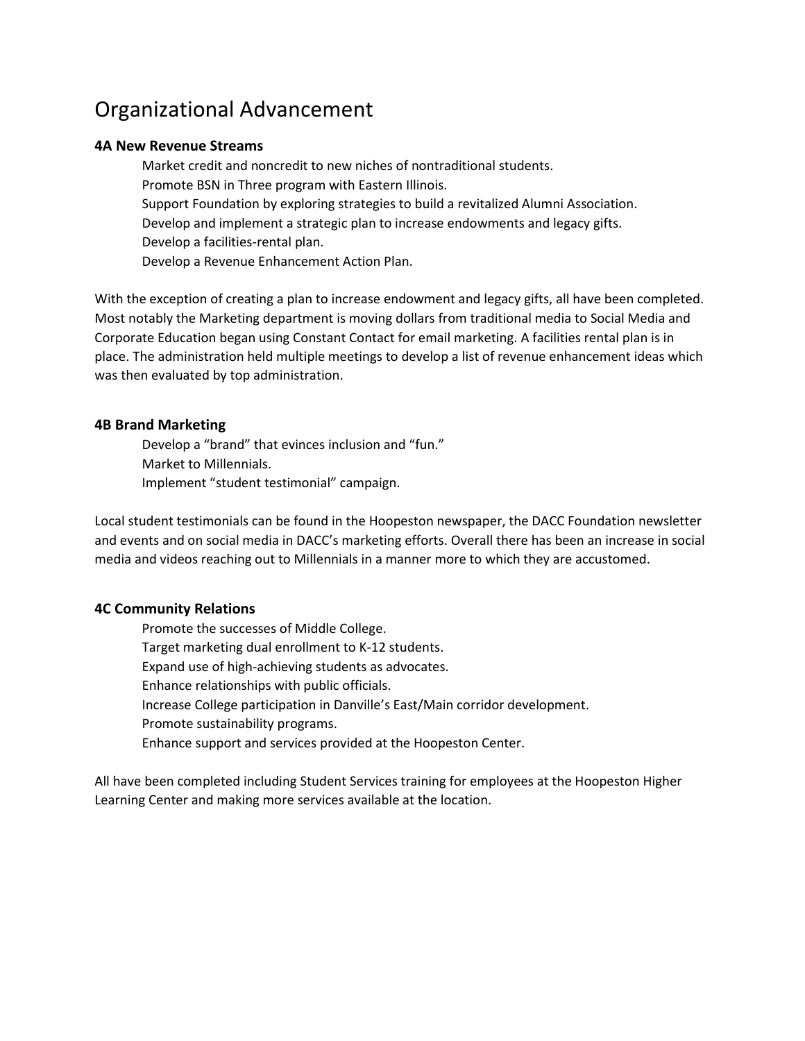# Organizational Advancement

**4A New Revenue Streams**

- Market credit and noncredit to new niches of nontraditional students.
- Promote BSN in Three program with Eastern Illinois.
- Support Foundation by exploring strategies to build a revitalized Alumni Association.
- Develop and implement a strategic plan to increase endowments and legacy gifts.
- Develop a facilities-rental plan.
- Develop a Revenue Enhancement Action Plan.

With the exception of creating a plan to increase endowment and legacy gifts, all have been completed. Most notably the Marketing department is moving dollars from traditional media to Social Media and Corporate Education began using Constant Contact for email marketing. A facilities rental plan is in place. The administration held multiple meetings to develop a list of revenue enhancement ideas which was then evaluated by top administration.

**4B Brand Marketing**

- Develop a "brand" that evinces inclusion and "fun."
- Market to Millennials.
- Implement "student testimonial" campaign.

Local student testimonials can be found in the Hoopeston newspaper, the DACC Foundation newsletter and events and on social media in DACC's marketing efforts. Overall there has been an increase in social media and videos reaching out to Millennials in a manner more to which they are accustomed.

**4C Community Relations**

- Promote the successes of Middle College.
- Target marketing dual enrollment to K-12 students.
- Expand use of high-achieving students as advocates.
- Enhance relationships with public officials.
- Increase College participation in Danville's East/Main corridor development.
- Promote sustainability programs.
- Enhance support and services provided at the Hoopeston Center.

All have been completed including Student Services training for employees at the Hoopeston Higher Learning Center and making more services available at the location.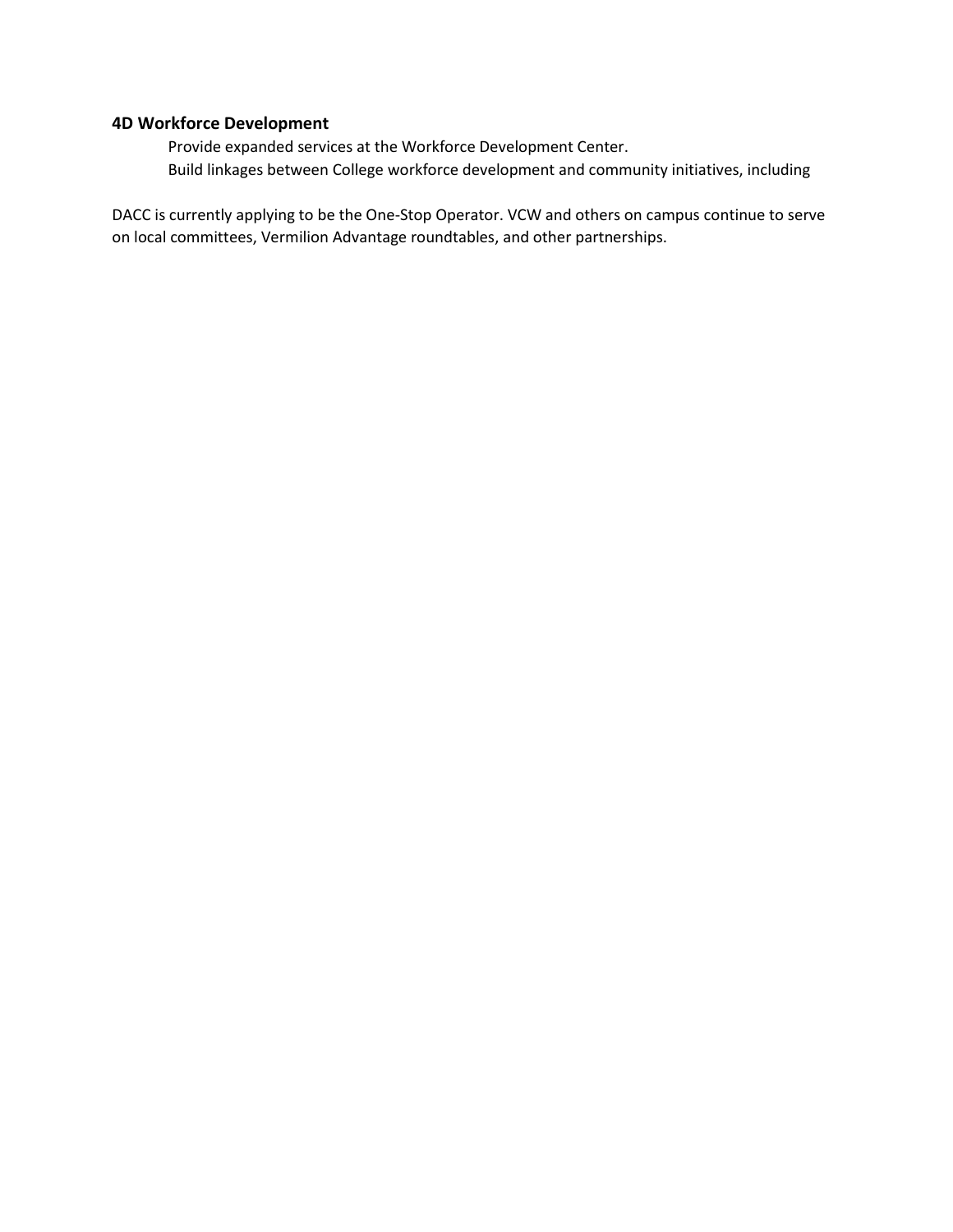**4D Workforce Development**

Provide expanded services at the Workforce Development Center.

Build linkages between College workforce development and community initiatives, including

DACC is currently applying to be the One-Stop Operator. VCW and others on campus continue to serve on local committees, Vermilion Advantage roundtables, and other partnerships.